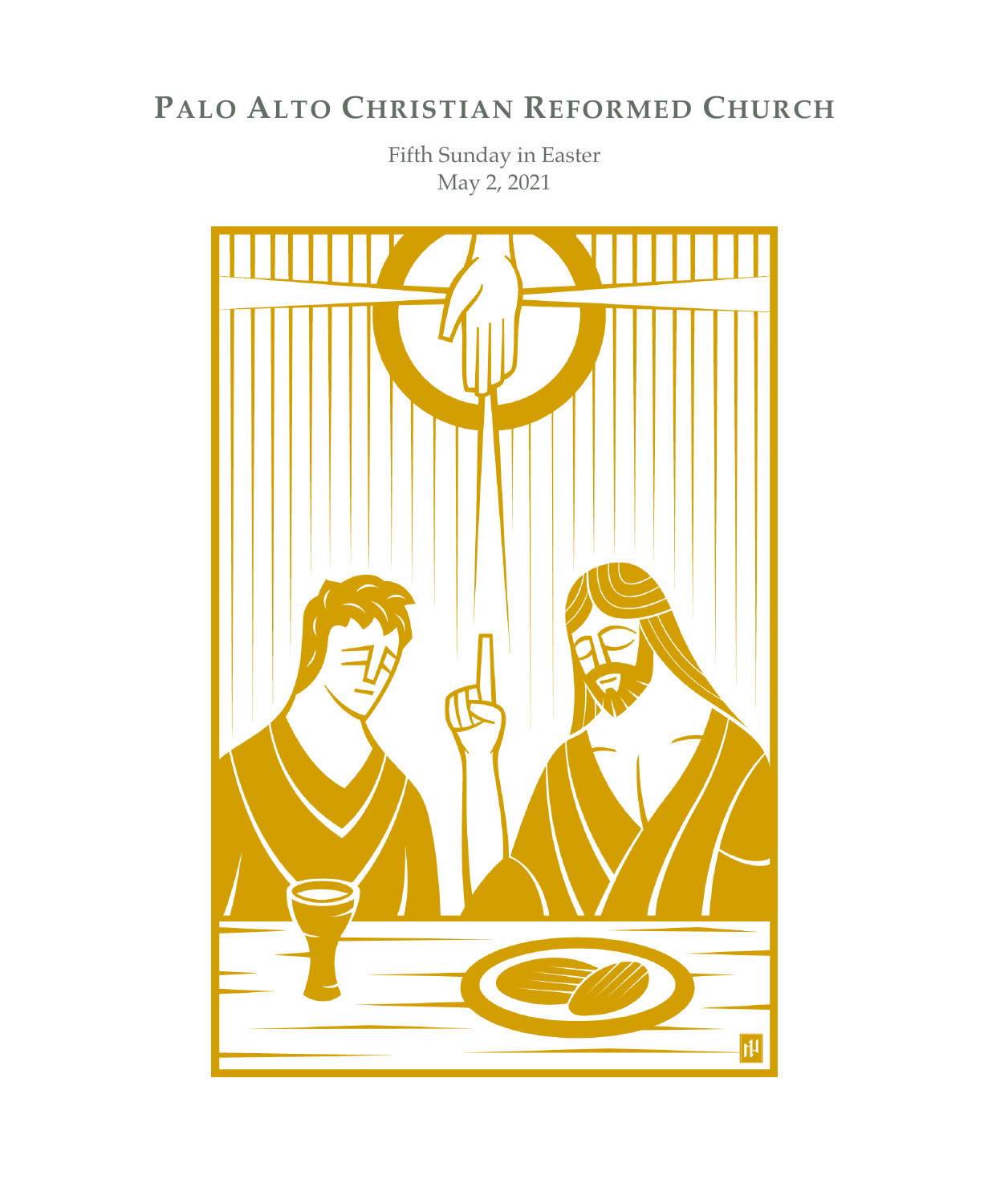# PALO ALTO CHRISTIAN REFORMED CHURCH

Fifth Sunday in Easter
May 2, 2021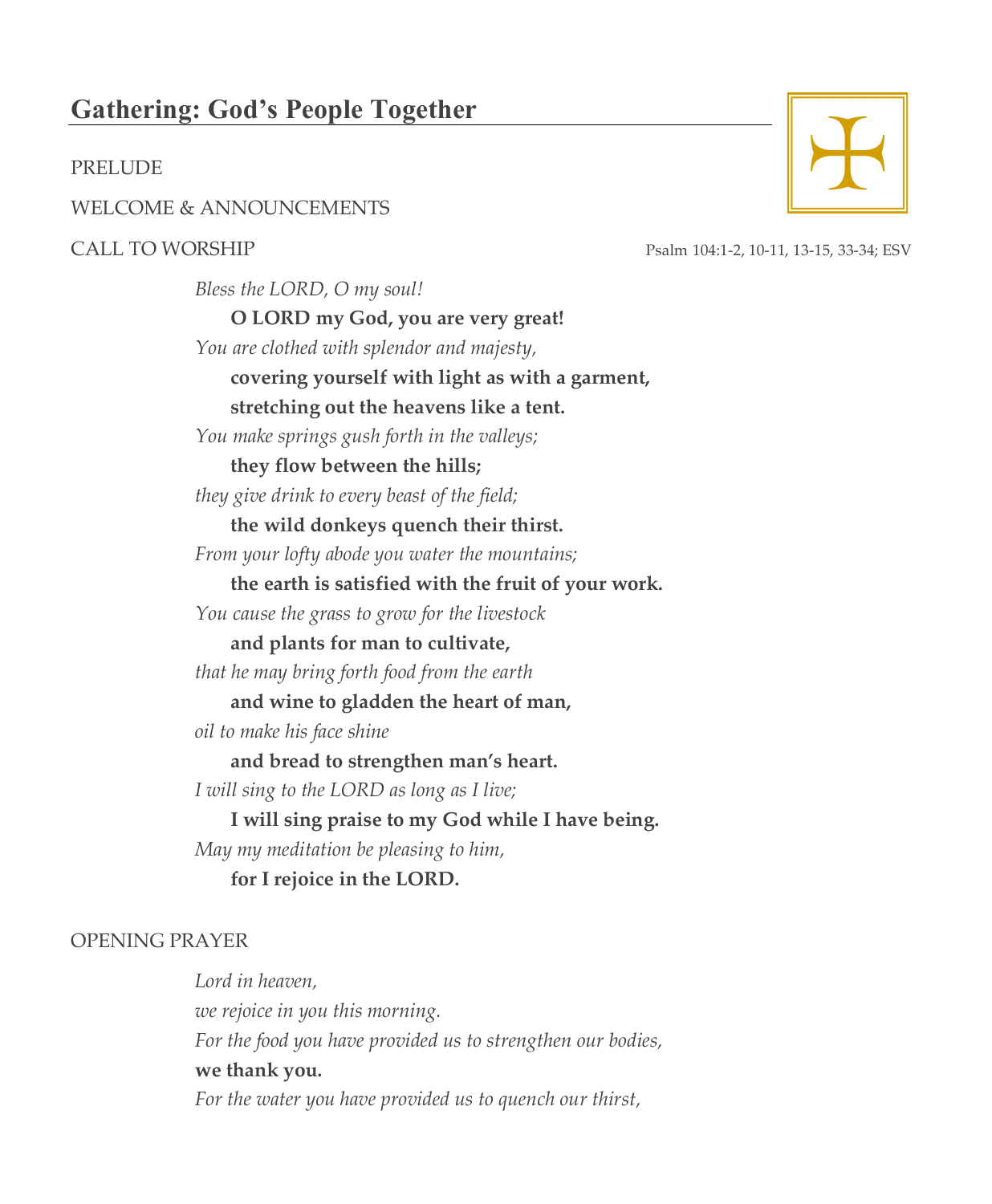## Gathering: God's People Together

PRELUDE

WELCOME & ANNOUNCEMENTS

CALL TO WORSHIP Psalm 104:1-2, 10-11, 13-15, 33-34; ESV

*Bless the LORD, O my soul!*
**O LORD my God, you are very great!**
*You are clothed with splendor and majesty,*
**covering yourself with light as with a garment,**
**stretching out the heavens like a tent.**
*You make springs gush forth in the valleys;*
**they flow between the hills;**
*they give drink to every beast of the field;*
**the wild donkeys quench their thirst.**
*From your lofty abode you water the mountains;*
**the earth is satisfied with the fruit of your work.**
*You cause the grass to grow for the livestock*
**and plants for man to cultivate,**
*that he may bring forth food from the earth*
**and wine to gladden the heart of man,**
*oil to make his face shine*
**and bread to strengthen man's heart.**
*I will sing to the LORD as long as I live;*
**I will sing praise to my God while I have being.**
*May my meditation be pleasing to him,*
**for I rejoice in the LORD.**

OPENING PRAYER

*Lord in heaven,*
*we rejoice in you this morning.*
*For the food you have provided us to strengthen our bodies,*
**we thank you.**
*For the water you have provided us to quench our thirst,*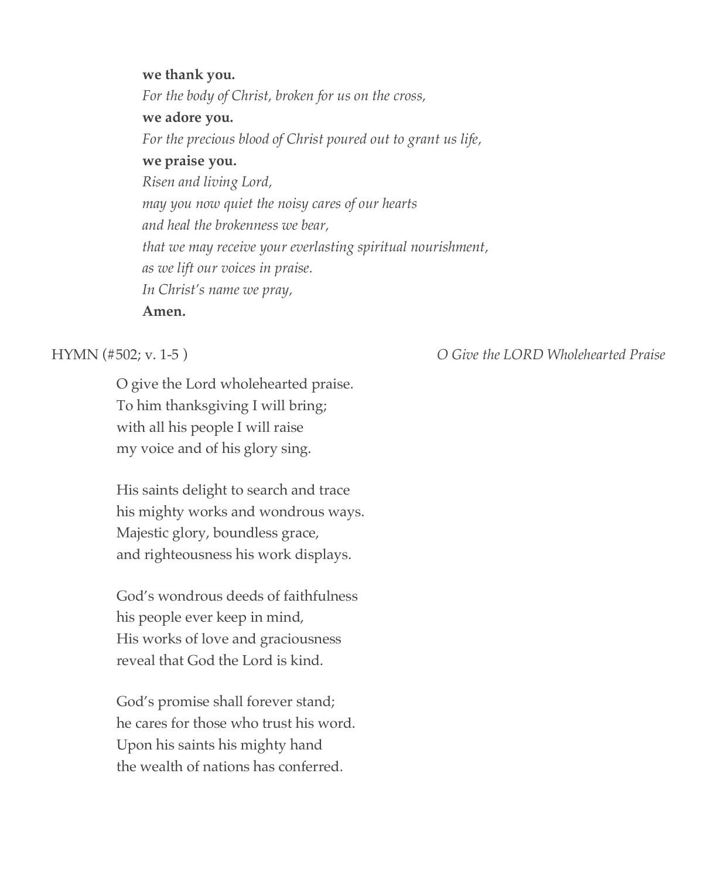**we thank you.**
*For the body of Christ, broken for us on the cross,*
**we adore you.**
*For the precious blood of Christ poured out to grant us life,*
**we praise you.**
*Risen and living Lord,*
*may you now quiet the noisy cares of our hearts*
*and heal the brokenness we bear,*
*that we may receive your everlasting spiritual nourishment,*
*as we lift our voices in praise.*
*In Christ's name we pray,*
**Amen.**

HYMN (#502; v. 1-5 ) *O Give the LORD Wholehearted Praise*

O give the Lord wholehearted praise.
To him thanksgiving I will bring;
with all his people I will raise
my voice and of his glory sing.

His saints delight to search and trace
his mighty works and wondrous ways.
Majestic glory, boundless grace,
and righteousness his work displays.

God's wondrous deeds of faithfulness
his people ever keep in mind,
His works of love and graciousness
reveal that God the Lord is kind.

God's promise shall forever stand;
he cares for those who trust his word.
Upon his saints his mighty hand
the wealth of nations has conferred.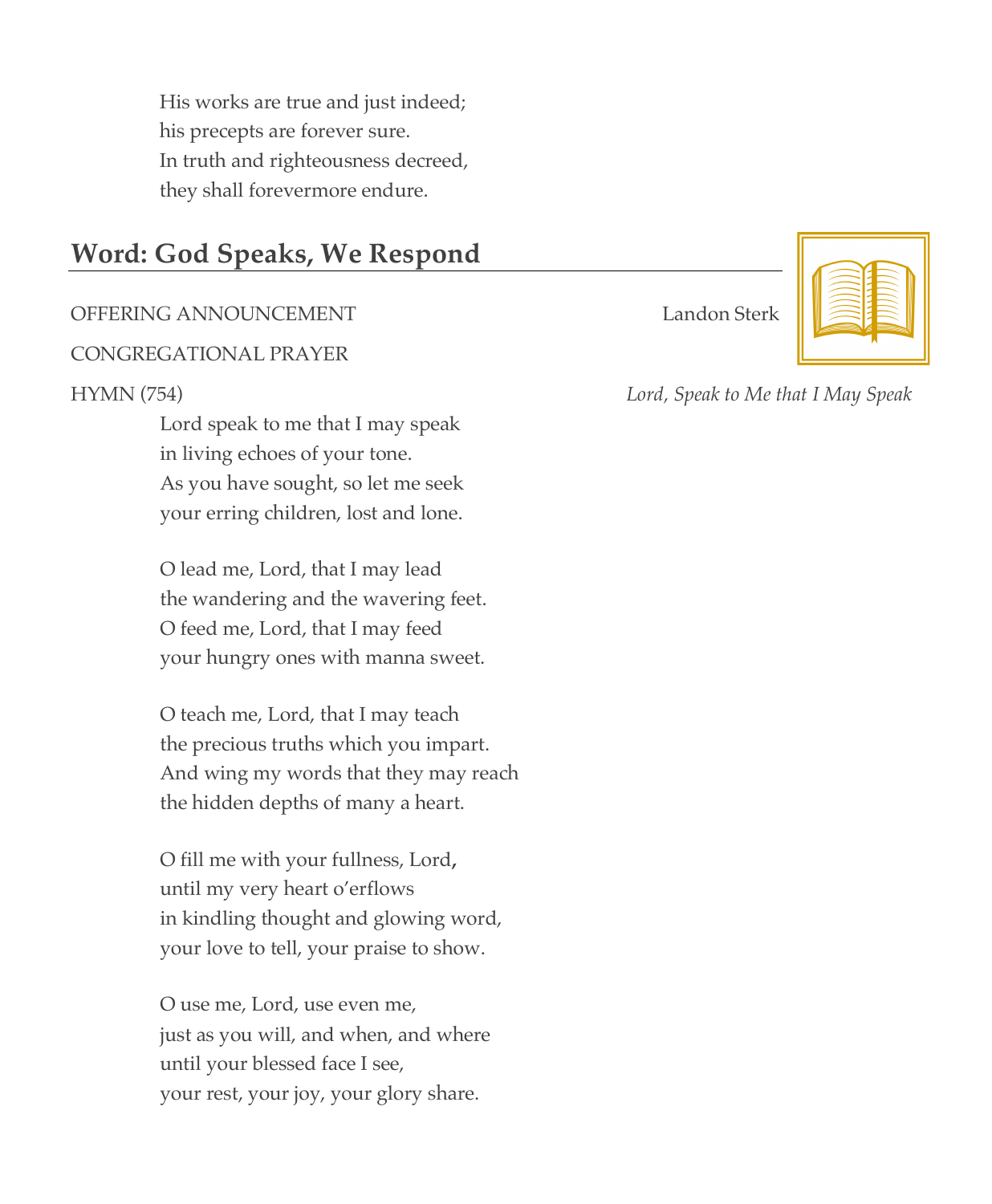His works are true and just indeed;
his precepts are forever sure.
In truth and righteousness decreed,
they shall forevermore endure.

## Word: God Speaks, We Respond

OFFERING ANNOUNCEMENT Landon Sterk

CONGREGATIONAL PRAYER

HYMN (754) *Lord, Speak to Me that I May Speak*

Lord speak to me that I may speak
in living echoes of your tone.
As you have sought, so let me seek
your erring children, lost and lone.

O lead me, Lord, that I may lead
the wandering and the wavering feet.
O feed me, Lord, that I may feed
your hungry ones with manna sweet.

O teach me, Lord, that I may teach
the precious truths which you impart.
And wing my words that they may reach
the hidden depths of many a heart.

O fill me with your fullness, Lord,
until my very heart o'erflows
in kindling thought and glowing word,
your love to tell, your praise to show.

O use me, Lord, use even me,
just as you will, and when, and where
until your blessed face I see,
your rest, your joy, your glory share.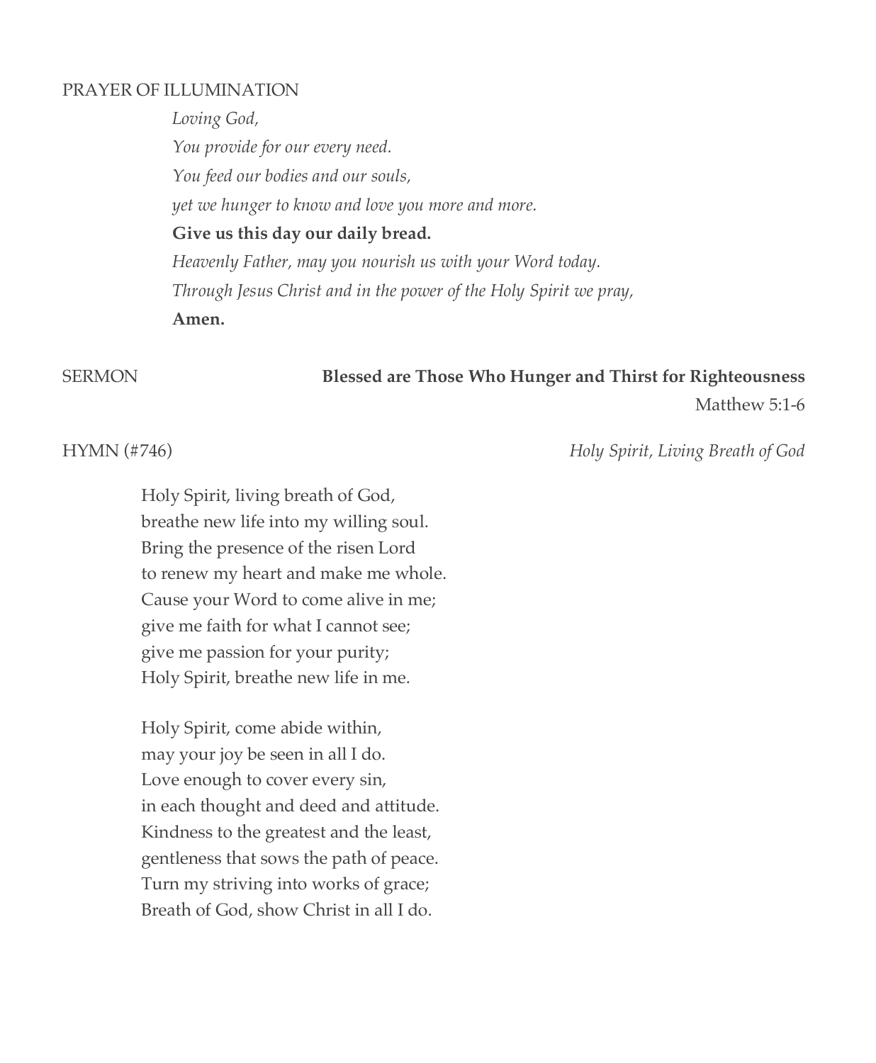PRAYER OF ILLUMINATION

*Loving God,*
*You provide for our every need.*
*You feed our bodies and our souls,*
*yet we hunger to know and love you more and more.*
**Give us this day our daily bread.**
*Heavenly Father, may you nourish us with your Word today.*
*Through Jesus Christ and in the power of the Holy Spirit we pray,*
**Amen.**

SERMON **Blessed are Those Who Hunger and Thirst for Righteousness**
Matthew 5:1-6

HYMN (#746) *Holy Spirit, Living Breath of God*

Holy Spirit, living breath of God,
breathe new life into my willing soul.
Bring the presence of the risen Lord
to renew my heart and make me whole.
Cause your Word to come alive in me;
give me faith for what I cannot see;
give me passion for your purity;
Holy Spirit, breathe new life in me.

Holy Spirit, come abide within,
may your joy be seen in all I do.
Love enough to cover every sin,
in each thought and deed and attitude.
Kindness to the greatest and the least,
gentleness that sows the path of peace.
Turn my striving into works of grace;
Breath of God, show Christ in all I do.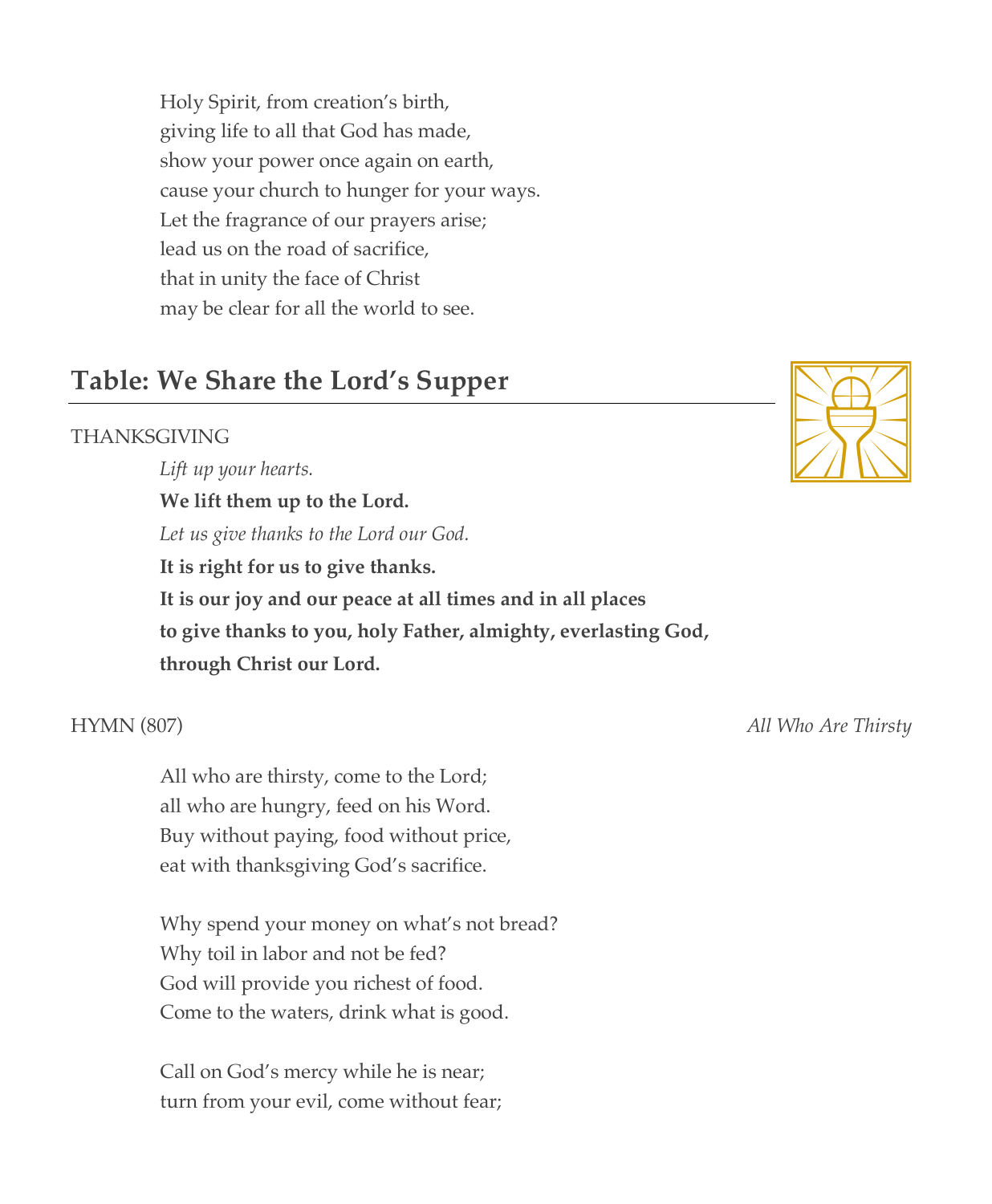Holy Spirit, from creation's birth,
giving life to all that God has made,
show your power once again on earth,
cause your church to hunger for your ways.
Let the fragrance of our prayers arise;
lead us on the road of sacrifice,
that in unity the face of Christ
may be clear for all the world to see.

## Table: We Share the Lord's Supper

THANKSGIVING

*Lift up your hearts.*
**We lift them up to the Lord.**
*Let us give thanks to the Lord our God.*
**It is right for us to give thanks.**
**It is our joy and our peace at all times and in all places**
**to give thanks to you, holy Father, almighty, everlasting God,**
**through Christ our Lord.**

HYMN (807) *All Who Are Thirsty*

All who are thirsty, come to the Lord;
all who are hungry, feed on his Word.
Buy without paying, food without price,
eat with thanksgiving God's sacrifice.

Why spend your money on what's not bread?
Why toil in labor and not be fed?
God will provide you richest of food.
Come to the waters, drink what is good.

Call on God's mercy while he is near;
turn from your evil, come without fear;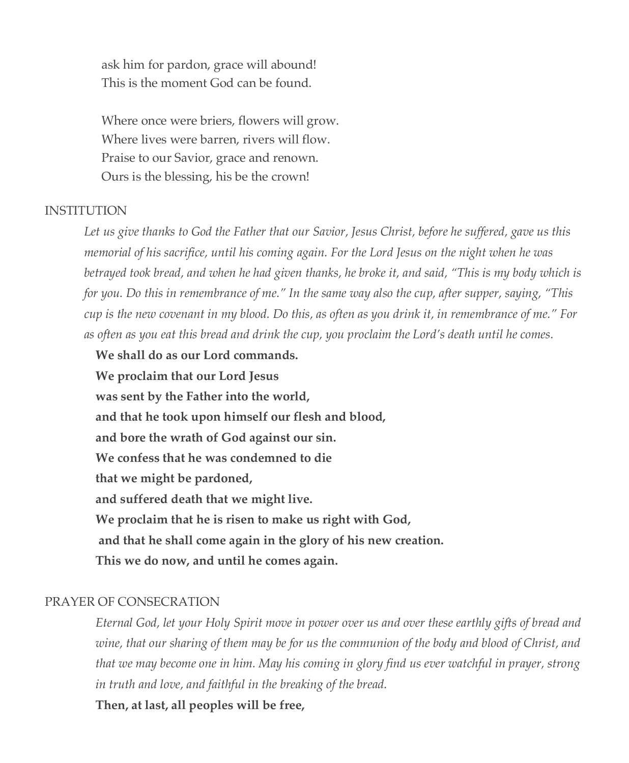ask him for pardon, grace will abound!  
This is the moment God can be found.

Where once were briers, flowers will grow.  
Where lives were barren, rivers will flow.  
Praise to our Savior, grace and renown.  
Ours is the blessing, his be the crown!

INSTITUTION

*Let us give thanks to God the Father that our Savior, Jesus Christ, before he suffered, gave us this memorial of his sacrifice, until his coming again. For the Lord Jesus on the night when he was betrayed took bread, and when he had given thanks, he broke it, and said, "This is my body which is for you. Do this in remembrance of me." In the same way also the cup, after supper, saying, "This cup is the new covenant in my blood. Do this, as often as you drink it, in remembrance of me." For as often as you eat this bread and drink the cup, you proclaim the Lord's death until he comes.*

**We shall do as our Lord commands.**  
**We proclaim that our Lord Jesus**  
**was sent by the Father into the world,**  
**and that he took upon himself our flesh and blood,**  
**and bore the wrath of God against our sin.**  
**We confess that he was condemned to die**  
**that we might be pardoned,**  
**and suffered death that we might live.**  
**We proclaim that he is risen to make us right with God,**  
**and that he shall come again in the glory of his new creation.**  
**This we do now, and until he comes again.**

PRAYER OF CONSECRATION

*Eternal God, let your Holy Spirit move in power over us and over these earthly gifts of bread and wine, that our sharing of them may be for us the communion of the body and blood of Christ, and that we may become one in him. May his coming in glory find us ever watchful in prayer, strong in truth and love, and faithful in the breaking of the bread.*

**Then, at last, all peoples will be free,**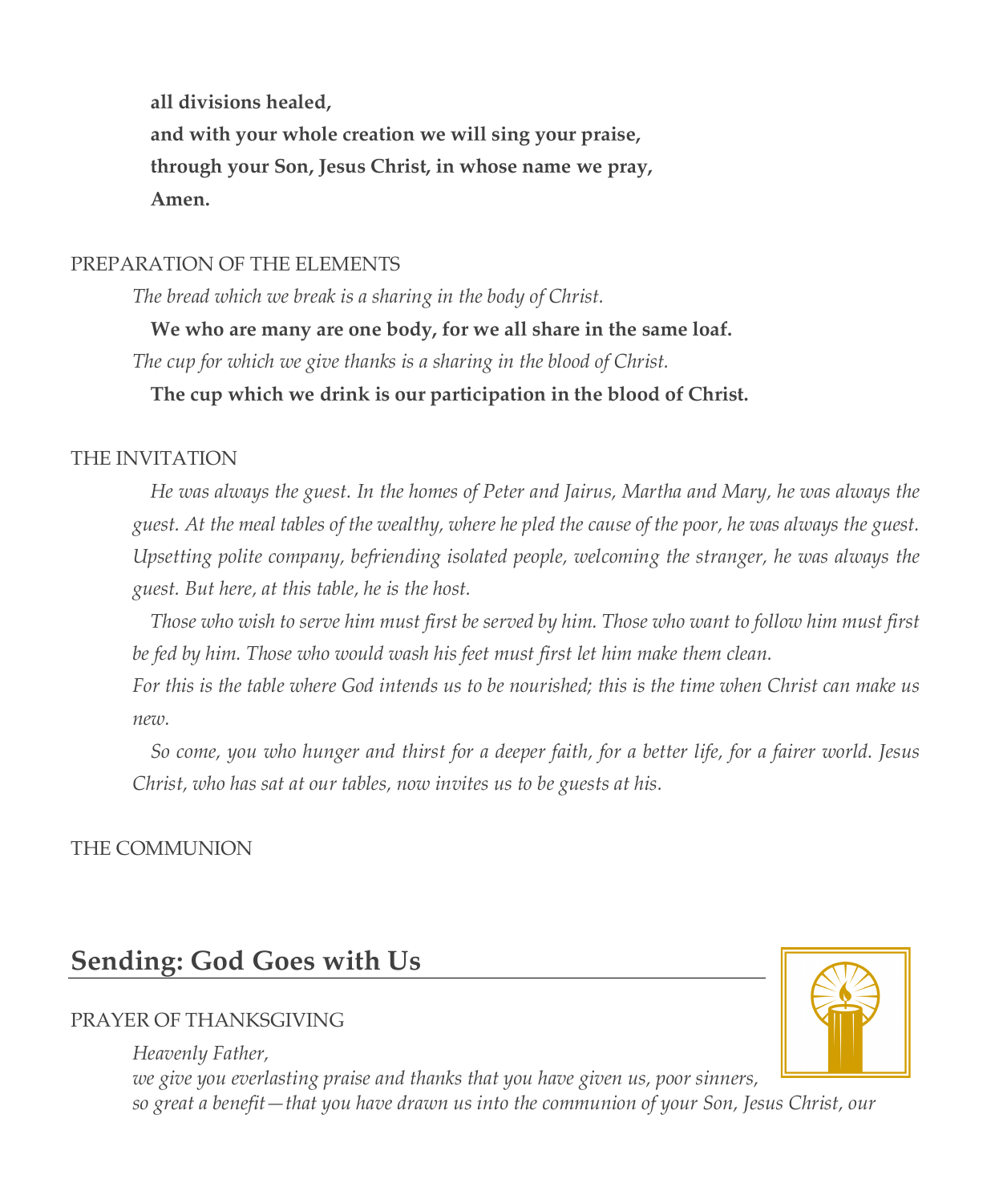**all divisions healed,**
**and with your whole creation we will sing your praise,**
**through your Son, Jesus Christ, in whose name we pray,**
**Amen.**

PREPARATION OF THE ELEMENTS

*The bread which we break is a sharing in the body of Christ.*

**We who are many are one body, for we all share in the same loaf.**

*The cup for which we give thanks is a sharing in the blood of Christ.*

**The cup which we drink is our participation in the blood of Christ.**

THE INVITATION

*He was always the guest. In the homes of Peter and Jairus, Martha and Mary, he was always the guest. At the meal tables of the wealthy, where he pled the cause of the poor, he was always the guest. Upsetting polite company, befriending isolated people, welcoming the stranger, he was always the guest. But here, at this table, he is the host.*

*Those who wish to serve him must first be served by him. Those who want to follow him must first be fed by him. Those who would wash his feet must first let him make them clean.*

*For this is the table where God intends us to be nourished; this is the time when Christ can make us new.*

*So come, you who hunger and thirst for a deeper faith, for a better life, for a fairer world. Jesus Christ, who has sat at our tables, now invites us to be guests at his.*

THE COMMUNION

## Sending: God Goes with Us

PRAYER OF THANKSGIVING

*Heavenly Father,*
*we give you everlasting praise and thanks that you have given us, poor sinners,*
*so great a benefit—that you have drawn us into the communion of your Son, Jesus Christ, our*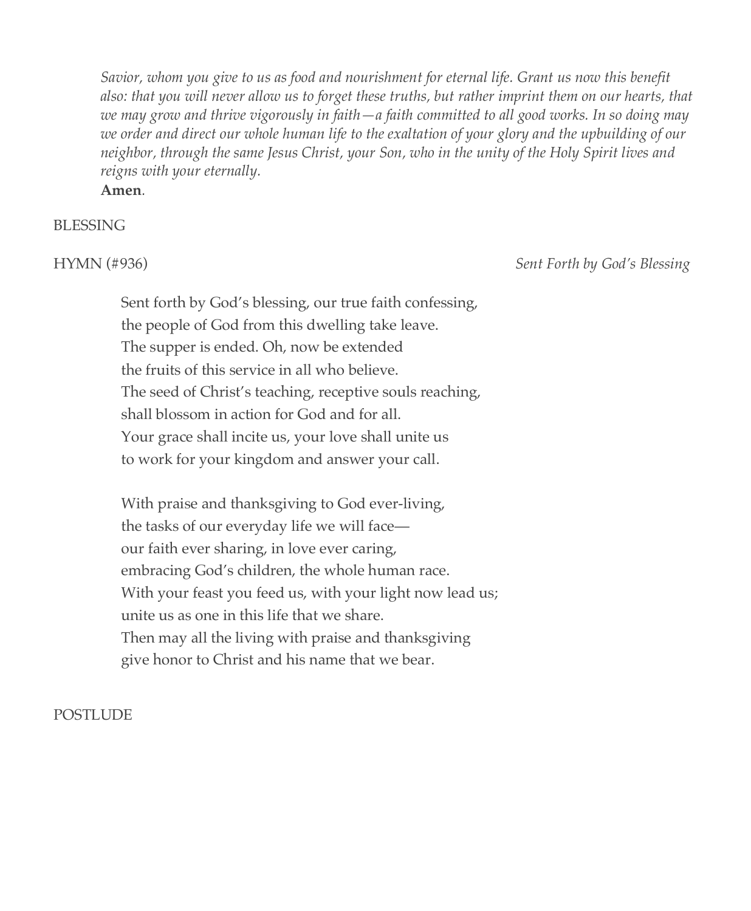*Savior, whom you give to us as food and nourishment for eternal life. Grant us now this benefit also: that you will never allow us to forget these truths, but rather imprint them on our hearts, that we may grow and thrive vigorously in faith—a faith committed to all good works. In so doing may we order and direct our whole human life to the exaltation of your glory and the upbuilding of our neighbor, through the same Jesus Christ, your Son, who in the unity of the Holy Spirit lives and reigns with your eternally.*
**Amen**.

BLESSING

HYMN (#936) *Sent Forth by God's Blessing*

Sent forth by God's blessing, our true faith confessing,
the people of God from this dwelling take leave.
The supper is ended. Oh, now be extended
the fruits of this service in all who believe.
The seed of Christ's teaching, receptive souls reaching,
shall blossom in action for God and for all.
Your grace shall incite us, your love shall unite us
to work for your kingdom and answer your call.

With praise and thanksgiving to God ever-living,
the tasks of our everyday life we will face—
our faith ever sharing, in love ever caring,
embracing God's children, the whole human race.
With your feast you feed us, with your light now lead us;
unite us as one in this life that we share.
Then may all the living with praise and thanksgiving
give honor to Christ and his name that we bear.

POSTLUDE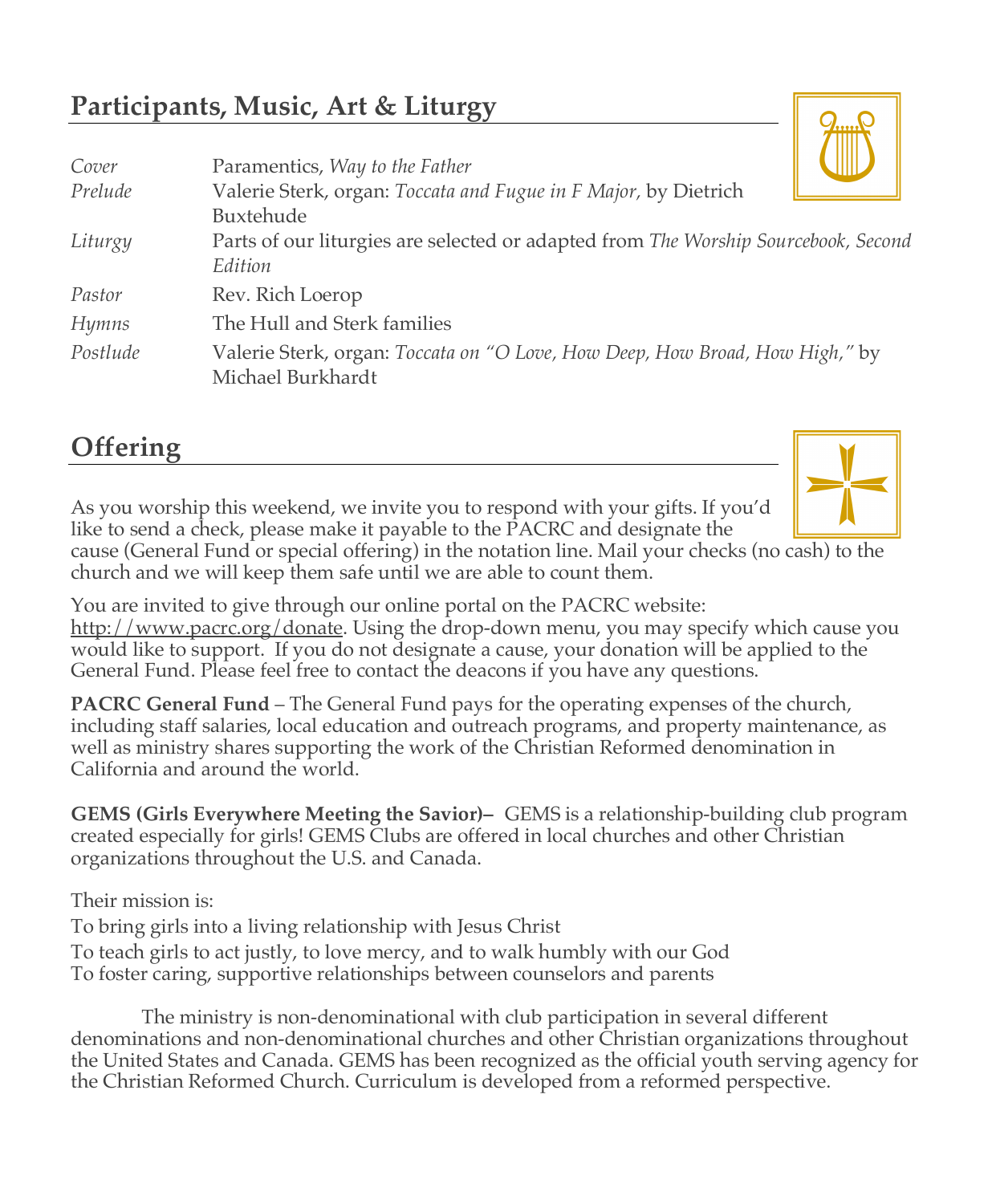## Participants, Music, Art & Liturgy

| | |
|---|---|
| *Cover* | Paramentics, *Way to the Father* |
| *Prelude* | Valerie Sterk, organ: *Toccata and Fugue in F Major,* by Dietrich Buxtehude |
| *Liturgy* | Parts of our liturgies are selected or adapted from *The Worship Sourcebook, Second Edition* |
| *Pastor* | Rev. Rich Loerop |
| *Hymns* | The Hull and Sterk families |
| *Postlude* | Valerie Sterk, organ: *Toccata on "O Love, How Deep, How Broad, How High,"* by Michael Burkhardt |

## Offering

As you worship this weekend, we invite you to respond with your gifts. If you'd like to send a check, please make it payable to the PACRC and designate the cause (General Fund or special offering) in the notation line. Mail your checks (no cash) to the church and we will keep them safe until we are able to count them.

You are invited to give through our online portal on the PACRC website: http://www.pacrc.org/donate. Using the drop-down menu, you may specify which cause you would like to support. If you do not designate a cause, your donation will be applied to the General Fund. Please feel free to contact the deacons if you have any questions.

**PACRC General Fund** – The General Fund pays for the operating expenses of the church, including staff salaries, local education and outreach programs, and property maintenance, as well as ministry shares supporting the work of the Christian Reformed denomination in California and around the world.

**GEMS (Girls Everywhere Meeting the Savior)–** GEMS is a relationship-building club program created especially for girls! GEMS Clubs are offered in local churches and other Christian organizations throughout the U.S. and Canada.

Their mission is:

To bring girls into a living relationship with Jesus Christ

To teach girls to act justly, to love mercy, and to walk humbly with our God

To foster caring, supportive relationships between counselors and parents

The ministry is non-denominational with club participation in several different denominations and non-denominational churches and other Christian organizations throughout the United States and Canada. GEMS has been recognized as the official youth serving agency for the Christian Reformed Church. Curriculum is developed from a reformed perspective.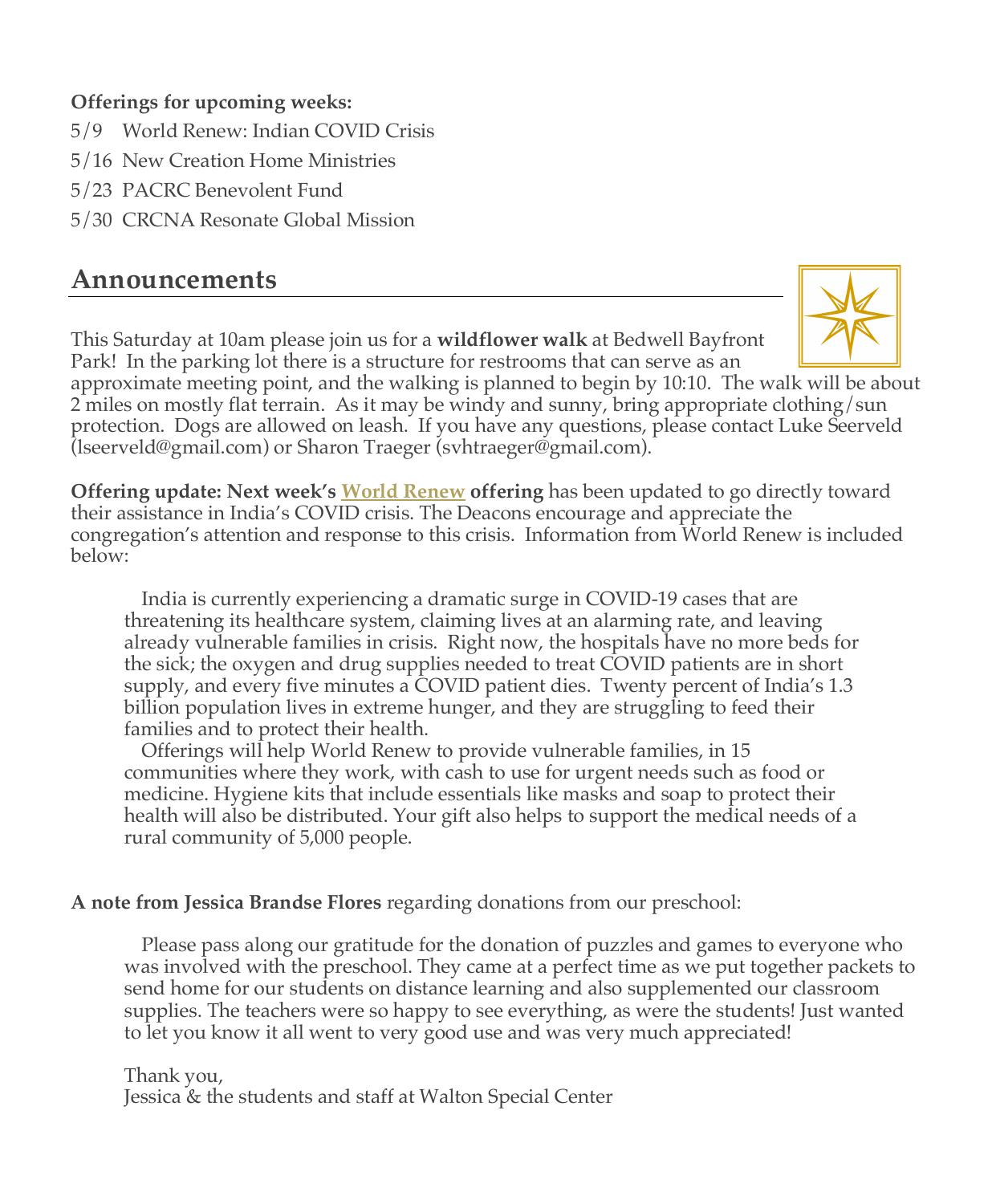**Offerings for upcoming weeks:**

5/9 World Renew: Indian COVID Crisis

5/16 New Creation Home Ministries

5/23 PACRC Benevolent Fund

5/30 CRCNA Resonate Global Mission

## Announcements

This Saturday at 10am please join us for a **wildflower walk** at Bedwell Bayfront Park! In the parking lot there is a structure for restrooms that can serve as an approximate meeting point, and the walking is planned to begin by 10:10. The walk will be about 2 miles on mostly flat terrain. As it may be windy and sunny, bring appropriate clothing/sun protection. Dogs are allowed on leash. If you have any questions, please contact Luke Seerveld (lseerveld@gmail.com) or Sharon Traeger (svhtraeger@gmail.com).

**Offering update: Next week's World Renew offering** has been updated to go directly toward their assistance in India's COVID crisis. The Deacons encourage and appreciate the congregation's attention and response to this crisis. Information from World Renew is included below:

> India is currently experiencing a dramatic surge in COVID-19 cases that are threatening its healthcare system, claiming lives at an alarming rate, and leaving already vulnerable families in crisis. Right now, the hospitals have no more beds for the sick; the oxygen and drug supplies needed to treat COVID patients are in short supply, and every five minutes a COVID patient dies. Twenty percent of India's 1.3 billion population lives in extreme hunger, and they are struggling to feed their families and to protect their health.
>
> Offerings will help World Renew to provide vulnerable families, in 15 communities where they work, with cash to use for urgent needs such as food or medicine. Hygiene kits that include essentials like masks and soap to protect their health will also be distributed. Your gift also helps to support the medical needs of a rural community of 5,000 people.

**A note from Jessica Brandse Flores** regarding donations from our preschool:

> Please pass along our gratitude for the donation of puzzles and games to everyone who was involved with the preschool. They came at a perfect time as we put together packets to send home for our students on distance learning and also supplemented our classroom supplies. The teachers were so happy to see everything, as were the students! Just wanted to let you know it all went to very good use and was very much appreciated!
>
> Thank you,
> Jessica & the students and staff at Walton Special Center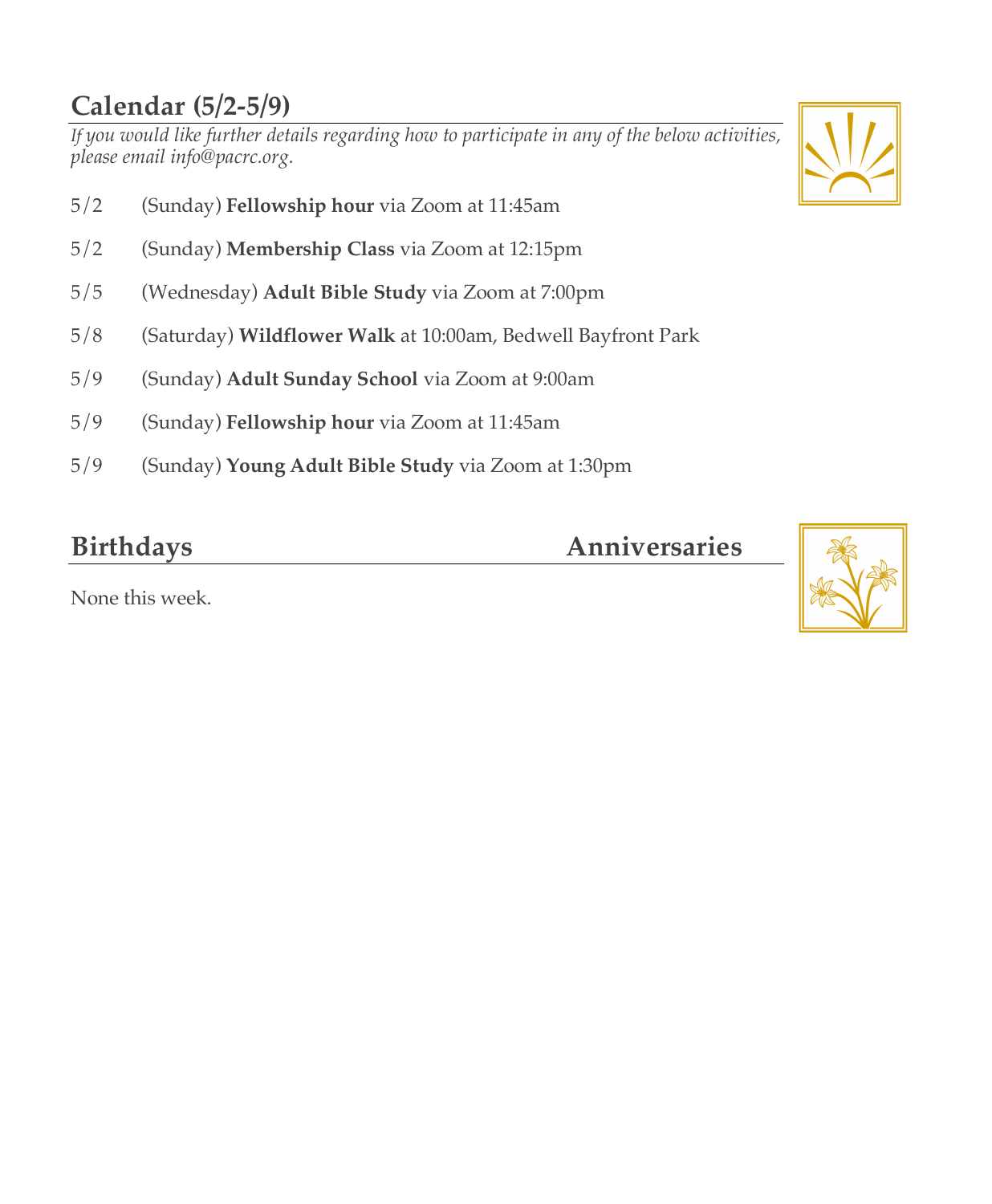## Calendar (5/2-5/9)

*If you would like further details regarding how to participate in any of the below activities, please email info@pacrc.org.*

5/2 (Sunday) **Fellowship hour** via Zoom at 11:45am

5/2 (Sunday) **Membership Class** via Zoom at 12:15pm

5/5 (Wednesday) **Adult Bible Study** via Zoom at 7:00pm

5/8 (Saturday) **Wildflower Walk** at 10:00am, Bedwell Bayfront Park

5/9 (Sunday) **Adult Sunday School** via Zoom at 9:00am

5/9 (Sunday) **Fellowship hour** via Zoom at 11:45am

5/9 (Sunday) **Young Adult Bible Study** via Zoom at 1:30pm

## Birthdays Anniversaries

None this week.